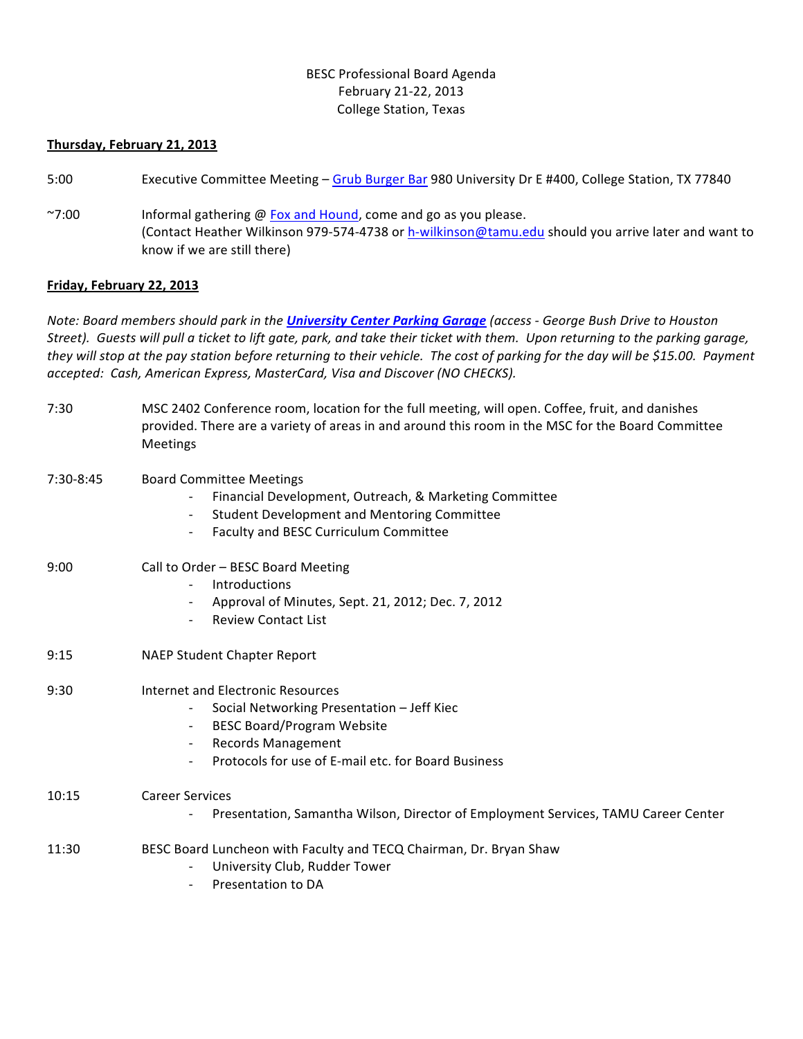BESC Professional Board Agenda
February 21-22, 2013
College Station, Texas

**Thursday, February 21, 2013**

5:00 Executive Committee Meeting – Grub Burger Bar 980 University Dr E #400, College Station, TX 77840

~7:00 Informal gathering @ Fox and Hound, come and go as you please.
(Contact Heather Wilkinson 979-574-4738 or h-wilkinson@tamu.edu should you arrive later and want to know if we are still there)

**Friday, February 22, 2013**

*Note: Board members should park in the* ***University Center Parking Garage*** *(access - George Bush Drive to Houston Street). Guests will pull a ticket to lift gate, park, and take their ticket with them. Upon returning to the parking garage, they will stop at the pay station before returning to their vehicle. The cost of parking for the day will be $15.00. Payment accepted: Cash, American Express, MasterCard, Visa and Discover (NO CHECKS).*

7:30 MSC 2402 Conference room, location for the full meeting, will open. Coffee, fruit, and danishes provided. There are a variety of areas in and around this room in the MSC for the Board Committee Meetings

7:30-8:45 Board Committee Meetings
- Financial Development, Outreach, & Marketing Committee
- Student Development and Mentoring Committee
- Faculty and BESC Curriculum Committee

9:00 Call to Order – BESC Board Meeting
- Introductions
- Approval of Minutes, Sept. 21, 2012; Dec. 7, 2012
- Review Contact List

9:15 NAEP Student Chapter Report

9:30 Internet and Electronic Resources
- Social Networking Presentation – Jeff Kiec
- BESC Board/Program Website
- Records Management
- Protocols for use of E-mail etc. for Board Business

10:15 Career Services
- Presentation, Samantha Wilson, Director of Employment Services, TAMU Career Center

11:30 BESC Board Luncheon with Faculty and TECQ Chairman, Dr. Bryan Shaw
- University Club, Rudder Tower
- Presentation to DA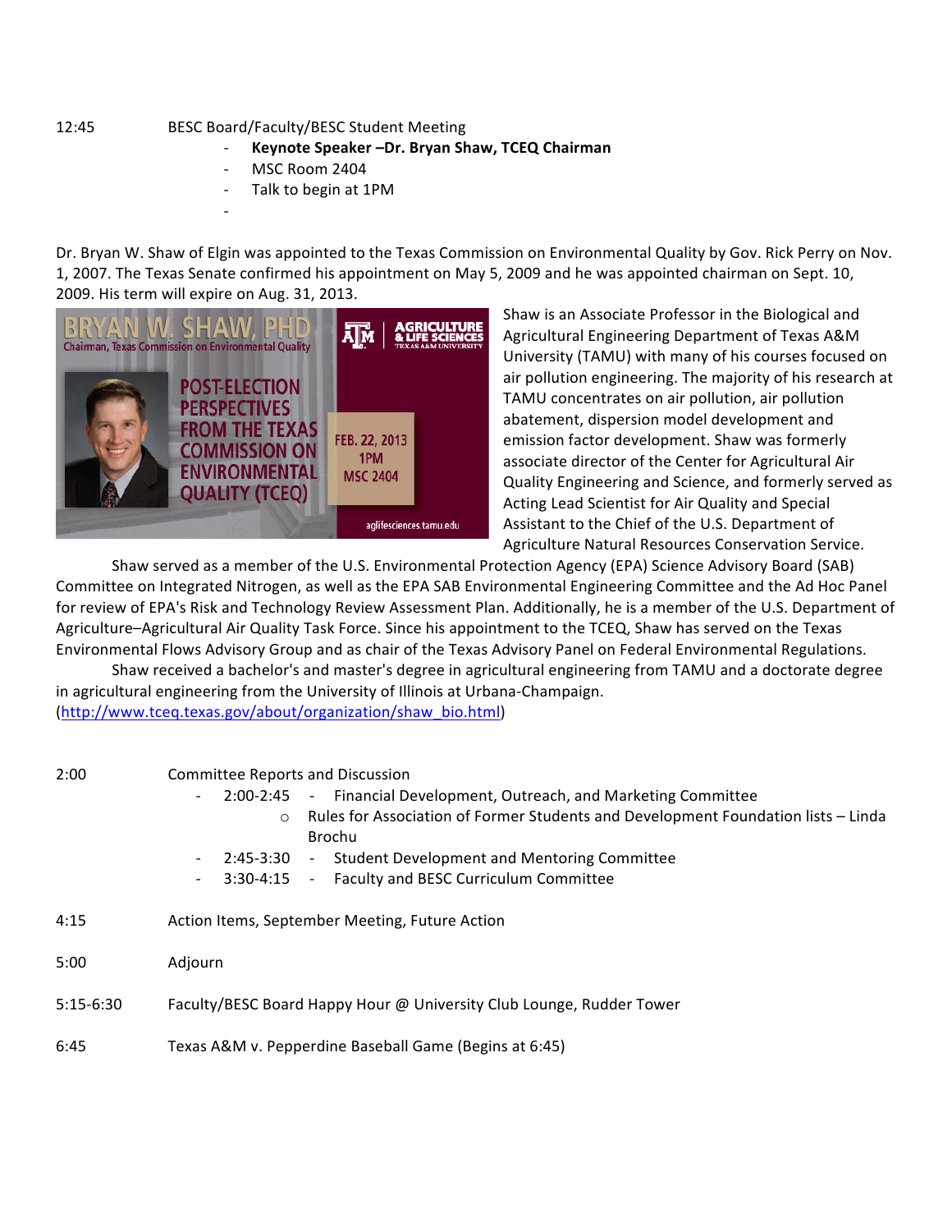12:45 BESC Board/Faculty/BESC Student Meeting

- **Keynote Speaker –Dr. Bryan Shaw, TCEQ Chairman**
- MSC Room 2404
- Talk to begin at 1PM
-

Dr. Bryan W. Shaw of Elgin was appointed to the Texas Commission on Environmental Quality by Gov. Rick Perry on Nov. 1, 2007. The Texas Senate confirmed his appointment on May 5, 2009 and he was appointed chairman on Sept. 10, 2009. His term will expire on Aug. 31, 2013.

BRYAN W. SHAW, PHD
Chairman, Texas Commission on Environmental Quality
AGRICULTURE & LIFE SCIENCES
TEXAS A&M UNIVERSITY
POST-ELECTION PERSPECTIVES FROM THE TEXAS COMMISSION ON ENVIRONMENTAL QUALITY (TCEQ)
FEB. 22, 2013
1PM
MSC 2404
aglifesciences.tamu.edu

Shaw is an Associate Professor in the Biological and Agricultural Engineering Department of Texas A&M University (TAMU) with many of his courses focused on air pollution engineering. The majority of his research at TAMU concentrates on air pollution, air pollution abatement, dispersion model development and emission factor development. Shaw was formerly associate director of the Center for Agricultural Air Quality Engineering and Science, and formerly served as Acting Lead Scientist for Air Quality and Special Assistant to the Chief of the U.S. Department of Agriculture Natural Resources Conservation Service.

Shaw served as a member of the U.S. Environmental Protection Agency (EPA) Science Advisory Board (SAB) Committee on Integrated Nitrogen, as well as the EPA SAB Environmental Engineering Committee and the Ad Hoc Panel for review of EPA's Risk and Technology Review Assessment Plan. Additionally, he is a member of the U.S. Department of Agriculture–Agricultural Air Quality Task Force. Since his appointment to the TCEQ, Shaw has served on the Texas Environmental Flows Advisory Group and as chair of the Texas Advisory Panel on Federal Environmental Regulations.

Shaw received a bachelor's and master's degree in agricultural engineering from TAMU and a doctorate degree in agricultural engineering from the University of Illinois at Urbana-Champaign. (http://www.tceq.texas.gov/about/organization/shaw_bio.html)

2:00 Committee Reports and Discussion

- 2:00-2:45 - Financial Development, Outreach, and Marketing Committee
  - Rules for Association of Former Students and Development Foundation lists – Linda Brochu
- 2:45-3:30 - Student Development and Mentoring Committee
- 3:30-4:15 - Faculty and BESC Curriculum Committee

4:15 Action Items, September Meeting, Future Action

5:00 Adjourn

5:15-6:30 Faculty/BESC Board Happy Hour @ University Club Lounge, Rudder Tower

6:45 Texas A&M v. Pepperdine Baseball Game (Begins at 6:45)